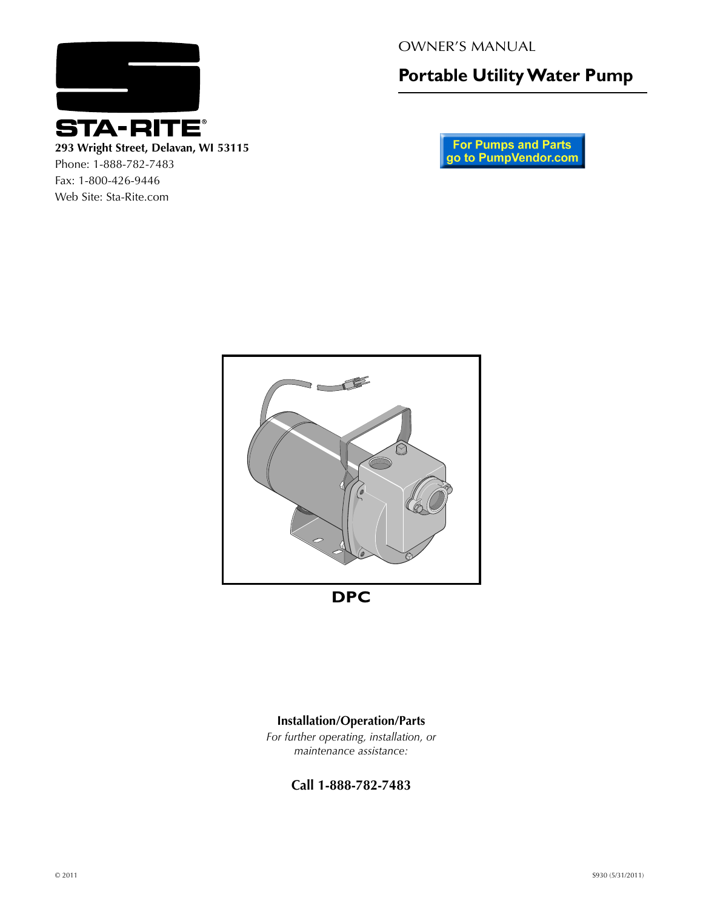STA-RITE®

**293 Wright Street, Delavan, WI 53115**

Phone: 1-888-782-7483

Fax: 1-800-426-9446

Web Site: Sta-Rite.com

OWNER'S MANUAL

# Portable Utility Water Pump

For Pumps and Parts go to PumpVendor.com

**DPC**

**Installation/Operation/Parts**

*For further operating, installation, or maintenance assistance:*

**Call 1-888-782-7483**

© 2011

S930 (5/31/2011)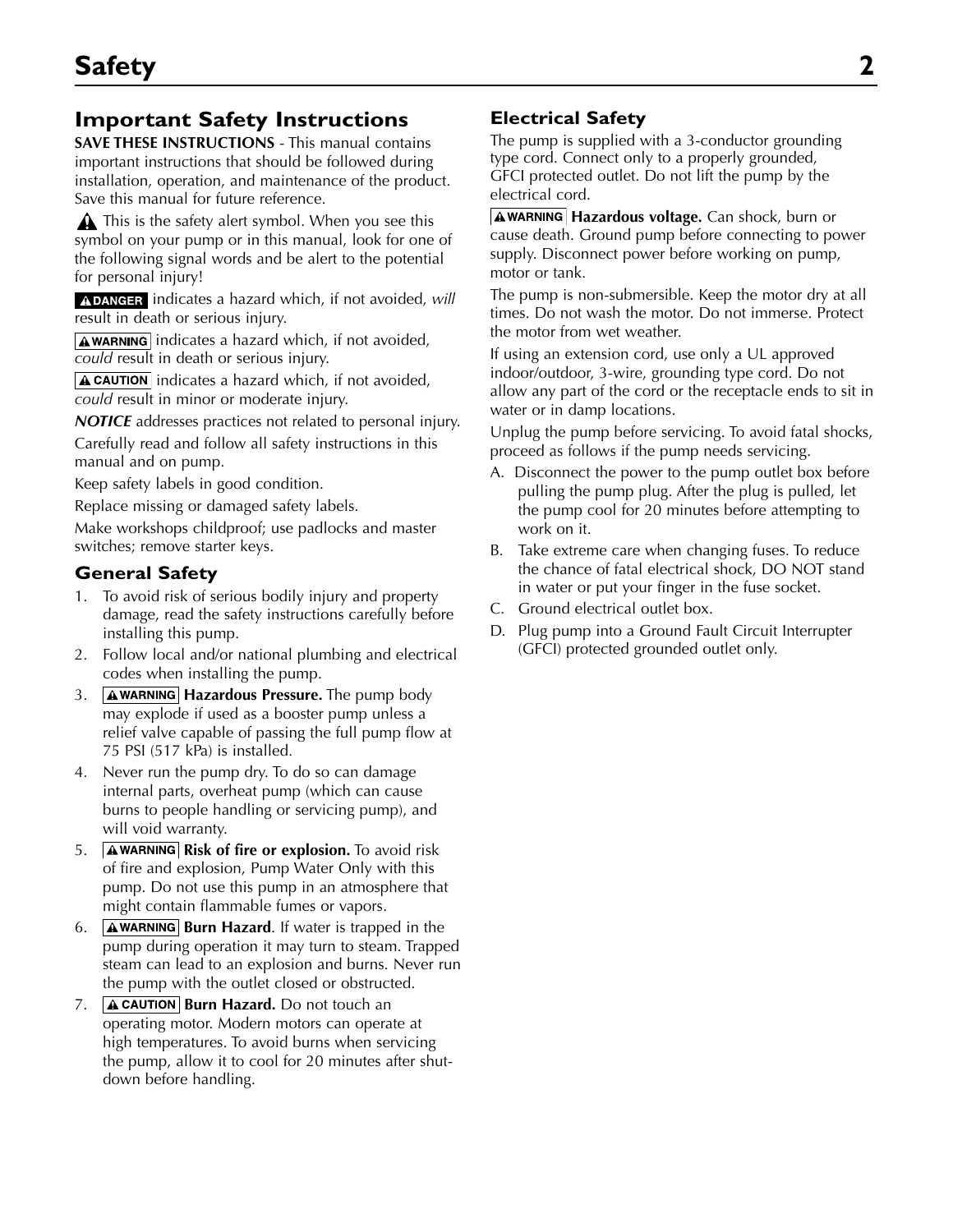# Safety

## Important Safety Instructions

**SAVE THESE INSTRUCTIONS** - This manual contains important instructions that should be followed during installation, operation, and maintenance of the product. Save this manual for future reference.

⚠ This is the safety alert symbol. When you see this symbol on your pump or in this manual, look for one of the following signal words and be alert to the potential for personal injury!

**⚠ DANGER** indicates a hazard which, if not avoided, *will* result in death or serious injury.

**⚠ WARNING** indicates a hazard which, if not avoided, *could* result in death or serious injury.

**⚠ CAUTION** indicates a hazard which, if not avoided, *could* result in minor or moderate injury.

***NOTICE*** addresses practices not related to personal injury.

Carefully read and follow all safety instructions in this manual and on pump.

Keep safety labels in good condition.

Replace missing or damaged safety labels.

Make workshops childproof; use padlocks and master switches; remove starter keys.

### General Safety

1. To avoid risk of serious bodily injury and property damage, read the safety instructions carefully before installing this pump.
2. Follow local and/or national plumbing and electrical codes when installing the pump.
3. **⚠ WARNING** **Hazardous Pressure.** The pump body may explode if used as a booster pump unless a relief valve capable of passing the full pump flow at 75 PSI (517 kPa) is installed.
4. Never run the pump dry. To do so can damage internal parts, overheat pump (which can cause burns to people handling or servicing pump), and will void warranty.
5. **⚠ WARNING** **Risk of fire or explosion.** To avoid risk of fire and explosion, Pump Water Only with this pump. Do not use this pump in an atmosphere that might contain flammable fumes or vapors.
6. **⚠ WARNING** **Burn Hazard**. If water is trapped in the pump during operation it may turn to steam. Trapped steam can lead to an explosion and burns. Never run the pump with the outlet closed or obstructed.
7. **⚠ CAUTION** **Burn Hazard.** Do not touch an operating motor. Modern motors can operate at high temperatures. To avoid burns when servicing the pump, allow it to cool for 20 minutes after shut-down before handling.

### Electrical Safety

The pump is supplied with a 3-conductor grounding type cord. Connect only to a properly grounded, GFCI protected outlet. Do not lift the pump by the electrical cord.

**⚠ WARNING** **Hazardous voltage.** Can shock, burn or cause death. Ground pump before connecting to power supply. Disconnect power before working on pump, motor or tank.

The pump is non-submersible. Keep the motor dry at all times. Do not wash the motor. Do not immerse. Protect the motor from wet weather.

If using an extension cord, use only a UL approved indoor/outdoor, 3-wire, grounding type cord. Do not allow any part of the cord or the receptacle ends to sit in water or in damp locations.

Unplug the pump before servicing. To avoid fatal shocks, proceed as follows if the pump needs servicing.

A. Disconnect the power to the pump outlet box before pulling the pump plug. After the plug is pulled, let the pump cool for 20 minutes before attempting to work on it.

B. Take extreme care when changing fuses. To reduce the chance of fatal electrical shock, DO NOT stand in water or put your finger in the fuse socket.

C. Ground electrical outlet box.

D. Plug pump into a Ground Fault Circuit Interrupter (GFCI) protected grounded outlet only.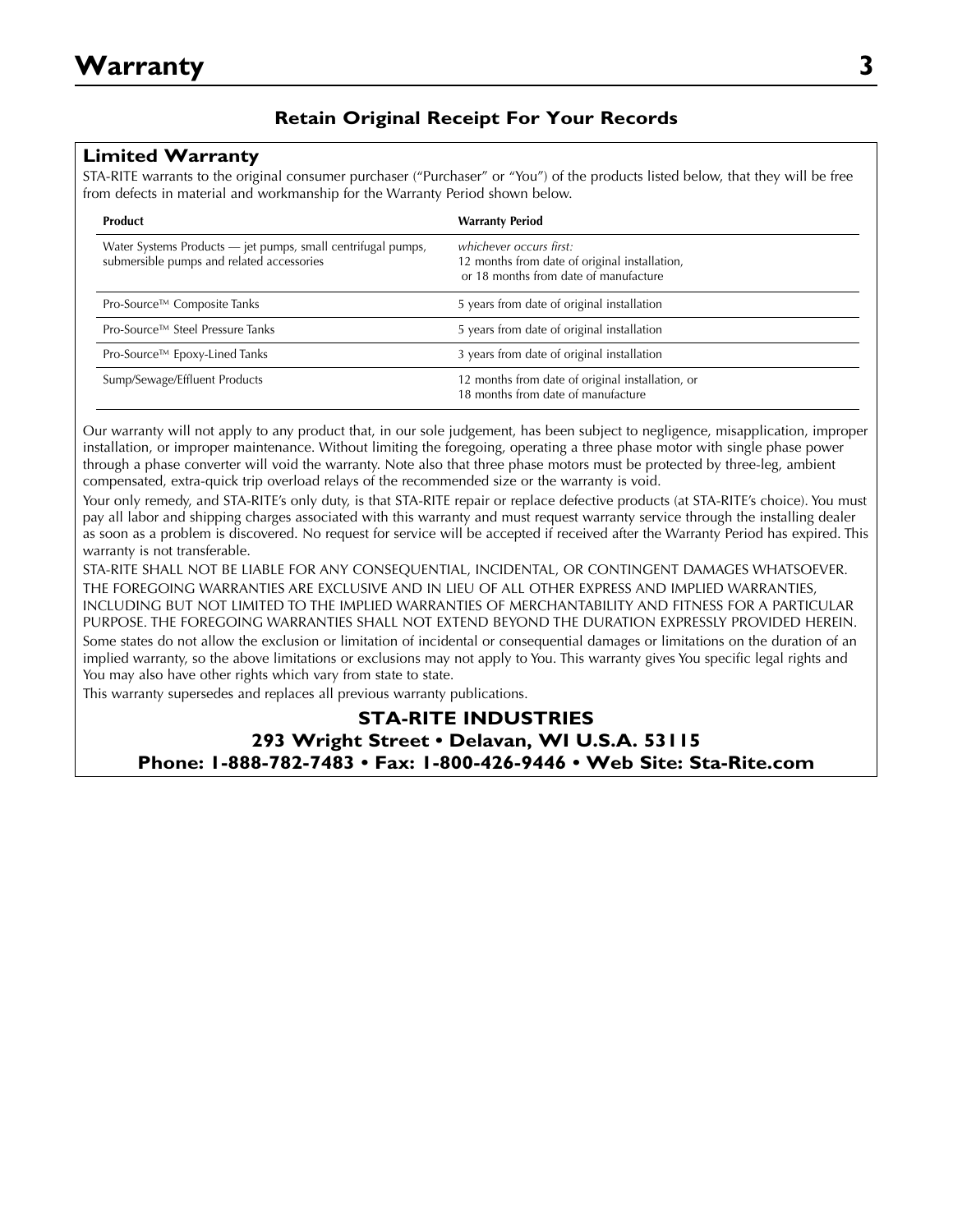# Warranty

### Retain Original Receipt For Your Records

## Limited Warranty

STA-RITE warrants to the original consumer purchaser ("Purchaser" or "You") of the products listed below, that they will be free from defects in material and workmanship for the Warranty Period shown below.

| Product | Warranty Period |
|---|---|
| Water Systems Products — jet pumps, small centrifugal pumps, submersible pumps and related accessories | *whichever occurs first:* 12 months from date of original installation, or 18 months from date of manufacture |
| Pro-Source™ Composite Tanks | 5 years from date of original installation |
| Pro-Source™ Steel Pressure Tanks | 5 years from date of original installation |
| Pro-Source™ Epoxy-Lined Tanks | 3 years from date of original installation |
| Sump/Sewage/Effluent Products | 12 months from date of original installation, or 18 months from date of manufacture |

Our warranty will not apply to any product that, in our sole judgement, has been subject to negligence, misapplication, improper installation, or improper maintenance. Without limiting the foregoing, operating a three phase motor with single phase power through a phase converter will void the warranty. Note also that three phase motors must be protected by three-leg, ambient compensated, extra-quick trip overload relays of the recommended size or the warranty is void.

Your only remedy, and STA-RITE's only duty, is that STA-RITE repair or replace defective products (at STA-RITE's choice). You must pay all labor and shipping charges associated with this warranty and must request warranty service through the installing dealer as soon as a problem is discovered. No request for service will be accepted if received after the Warranty Period has expired. This warranty is not transferable.

STA-RITE SHALL NOT BE LIABLE FOR ANY CONSEQUENTIAL, INCIDENTAL, OR CONTINGENT DAMAGES WHATSOEVER.

THE FOREGOING WARRANTIES ARE EXCLUSIVE AND IN LIEU OF ALL OTHER EXPRESS AND IMPLIED WARRANTIES, INCLUDING BUT NOT LIMITED TO THE IMPLIED WARRANTIES OF MERCHANTABILITY AND FITNESS FOR A PARTICULAR PURPOSE. THE FOREGOING WARRANTIES SHALL NOT EXTEND BEYOND THE DURATION EXPRESSLY PROVIDED HEREIN.

Some states do not allow the exclusion or limitation of incidental or consequential damages or limitations on the duration of an implied warranty, so the above limitations or exclusions may not apply to You. This warranty gives You specific legal rights and You may also have other rights which vary from state to state.

This warranty supersedes and replaces all previous warranty publications.

**STA-RITE INDUSTRIES**
**293 Wright Street • Delavan, WI U.S.A. 53115**
**Phone: 1-888-782-7483 • Fax: 1-800-426-9446 • Web Site: Sta-Rite.com**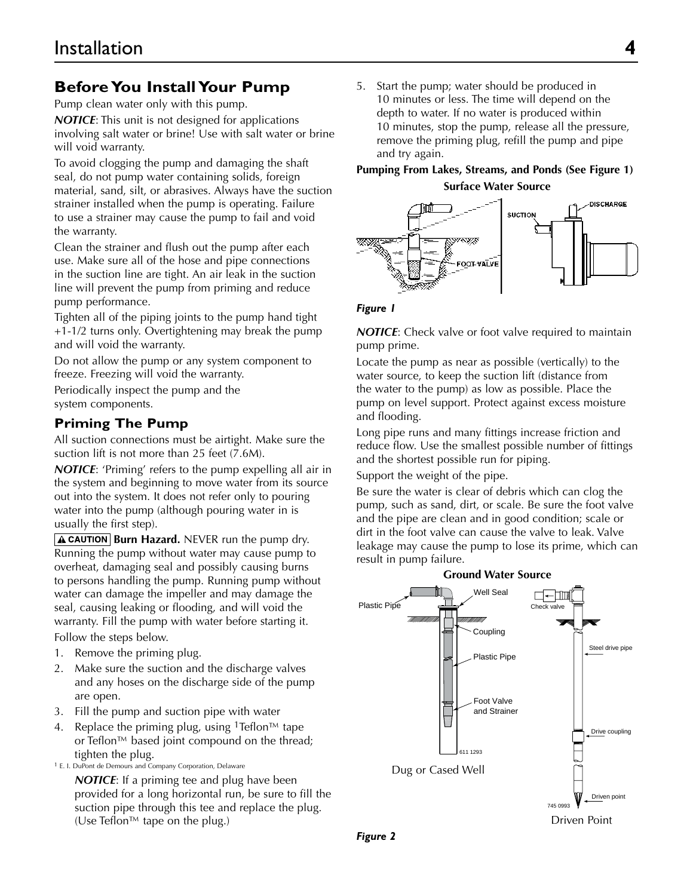## Before You Install Your Pump

Pump clean water only with this pump.

***NOTICE***: This unit is not designed for applications involving salt water or brine! Use with salt water or brine will void warranty.

To avoid clogging the pump and damaging the shaft seal, do not pump water containing solids, foreign material, sand, silt, or abrasives. Always have the suction strainer installed when the pump is operating. Failure to use a strainer may cause the pump to fail and void the warranty.

Clean the strainer and flush out the pump after each use. Make sure all of the hose and pipe connections in the suction line are tight. An air leak in the suction line will prevent the pump from priming and reduce pump performance.

Tighten all of the piping joints to the pump hand tight +1-1/2 turns only. Overtightening may break the pump and will void the warranty.

Do not allow the pump or any system component to freeze. Freezing will void the warranty.

Periodically inspect the pump and the system components.

## Priming The Pump

All suction connections must be airtight. Make sure the suction lift is not more than 25 feet (7.6M).

***NOTICE***: 'Priming' refers to the pump expelling all air in the system and beginning to move water from its source out into the system. It does not refer only to pouring water into the pump (although pouring water in is usually the first step).

**⚠ CAUTION** **Burn Hazard.** NEVER run the pump dry. Running the pump without water may cause pump to overheat, damaging seal and possibly causing burns to persons handling the pump. Running pump without water can damage the impeller and may damage the seal, causing leaking or flooding, and will void the warranty. Fill the pump with water before starting it.

Follow the steps below.

1. Remove the priming plug.
2. Make sure the suction and the discharge valves and any hoses on the discharge side of the pump are open.
3. Fill the pump and suction pipe with water
4. Replace the priming plug, using [1]Teflon™ tape or Teflon™ based joint compound on the thread; tighten the plug.

[1] E. I. DuPont de Demours and Company Corporation, Delaware

***NOTICE***: If a priming tee and plug have been provided for a long horizontal run, be sure to fill the suction pipe through this tee and replace the plug. (Use Teflon™ tape on the plug.)

5. Start the pump; water should be produced in 10 minutes or less. The time will depend on the depth to water. If no water is produced within 10 minutes, stop the pump, release all the pressure, remove the priming plug, refill the pump and pipe and try again.

**Pumping From Lakes, Streams, and Ponds (See Figure 1)**

**Surface Water Source**

SUCTION, DISCHARGE, FOOT VALVE

***Figure 1***

***NOTICE***: Check valve or foot valve required to maintain pump prime.

Locate the pump as near as possible (vertically) to the water source, to keep the suction lift (distance from the water to the pump) as low as possible. Place the pump on level support. Protect against excess moisture and flooding.

Long pipe runs and many fittings increase friction and reduce flow. Use the smallest possible number of fittings and the shortest possible run for piping.

Support the weight of the pipe.

Be sure the water is clear of debris which can clog the pump, such as sand, dirt, or scale. Be sure the foot valve and the pipe are clean and in good condition; scale or dirt in the foot valve can cause the valve to leak. Valve leakage may cause the pump to lose its prime, which can result in pump failure.

**Ground Water Source**

Plastic Pipe, Well Seal, Coupling, Plastic Pipe, Foot Valve and Strainer, 611 1293 — Dug or Cased Well

Check valve, Steel drive pipe, Drive coupling, Driven point, 745 0993 — Driven Point

***Figure 2***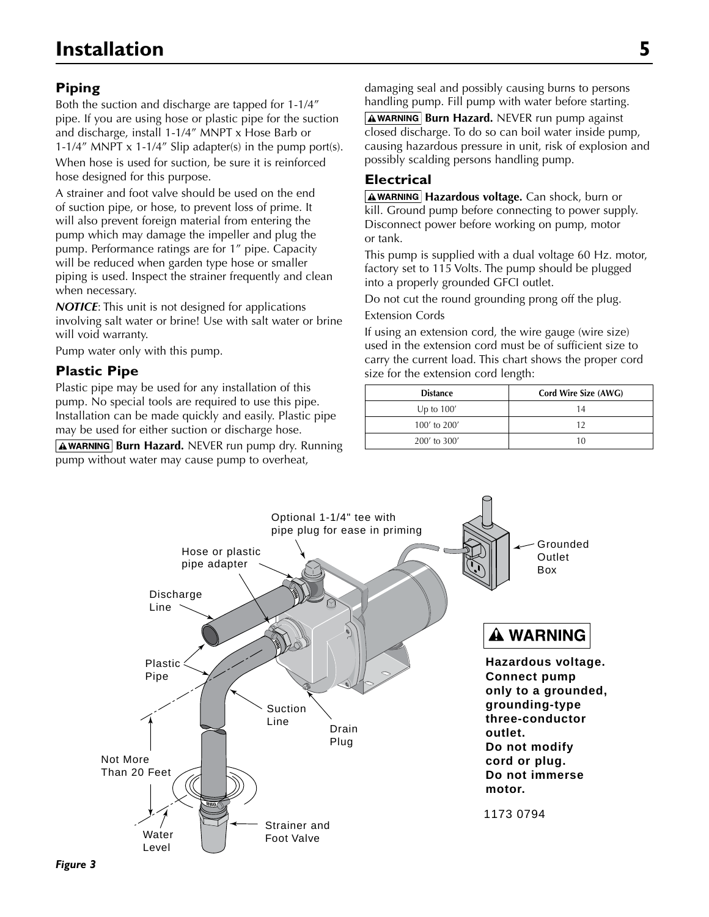# Installation

## Piping

Both the suction and discharge are tapped for 1-1/4″ pipe. If you are using hose or plastic pipe for the suction and discharge, install 1-1/4″ MNPT x Hose Barb or 1-1/4″ MNPT x 1-1/4″ Slip adapter(s) in the pump port(s).

When hose is used for suction, be sure it is reinforced hose designed for this purpose.

A strainer and foot valve should be used on the end of suction pipe, or hose, to prevent loss of prime. It will also prevent foreign material from entering the pump which may damage the impeller and plug the pump. Performance ratings are for 1″ pipe. Capacity will be reduced when garden type hose or smaller piping is used. Inspect the strainer frequently and clean when necessary.

***NOTICE***: This unit is not designed for applications involving salt water or brine! Use with salt water or brine will void warranty.

Pump water only with this pump.

## Plastic Pipe

Plastic pipe may be used for any installation of this pump. No special tools are required to use this pipe. Installation can be made quickly and easily. Plastic pipe may be used for either suction or discharge hose.

**⚠WARNING Burn Hazard.** NEVER run pump dry. Running pump without water may cause pump to overheat, damaging seal and possibly causing burns to persons handling pump. Fill pump with water before starting.

**⚠WARNING Burn Hazard.** NEVER run pump against closed discharge. To do so can boil water inside pump, causing hazardous pressure in unit, risk of explosion and possibly scalding persons handling pump.

## Electrical

**⚠WARNING Hazardous voltage.** Can shock, burn or kill. Ground pump before connecting to power supply. Disconnect power before working on pump, motor or tank.

This pump is supplied with a dual voltage 60 Hz. motor, factory set to 115 Volts. The pump should be plugged into a properly grounded GFCI outlet.

Do not cut the round grounding prong off the plug.

Extension Cords

If using an extension cord, the wire gauge (wire size) used in the extension cord must be of sufficient size to carry the current load. This chart shows the proper cord size for the extension cord length:

| Distance | Cord Wire Size (AWG) |
|---|---|
| Up to 100′ | 14 |
| 100′ to 200′ | 12 |
| 200′ to 300′ | 10 |

Optional 1-1/4" tee with pipe plug for ease in priming

Hose or plastic pipe adapter

Discharge Line

Plastic Pipe

Suction Line

Drain Plug

Not More Than 20 Feet

Water Level

Strainer and Foot Valve

Grounded Outlet Box

**⚠ WARNING**

**Hazardous voltage. Connect pump only to a grounded, grounding-type three-conductor outlet. Do not modify cord or plug. Do not immerse motor.**

1173 0794

***Figure 3***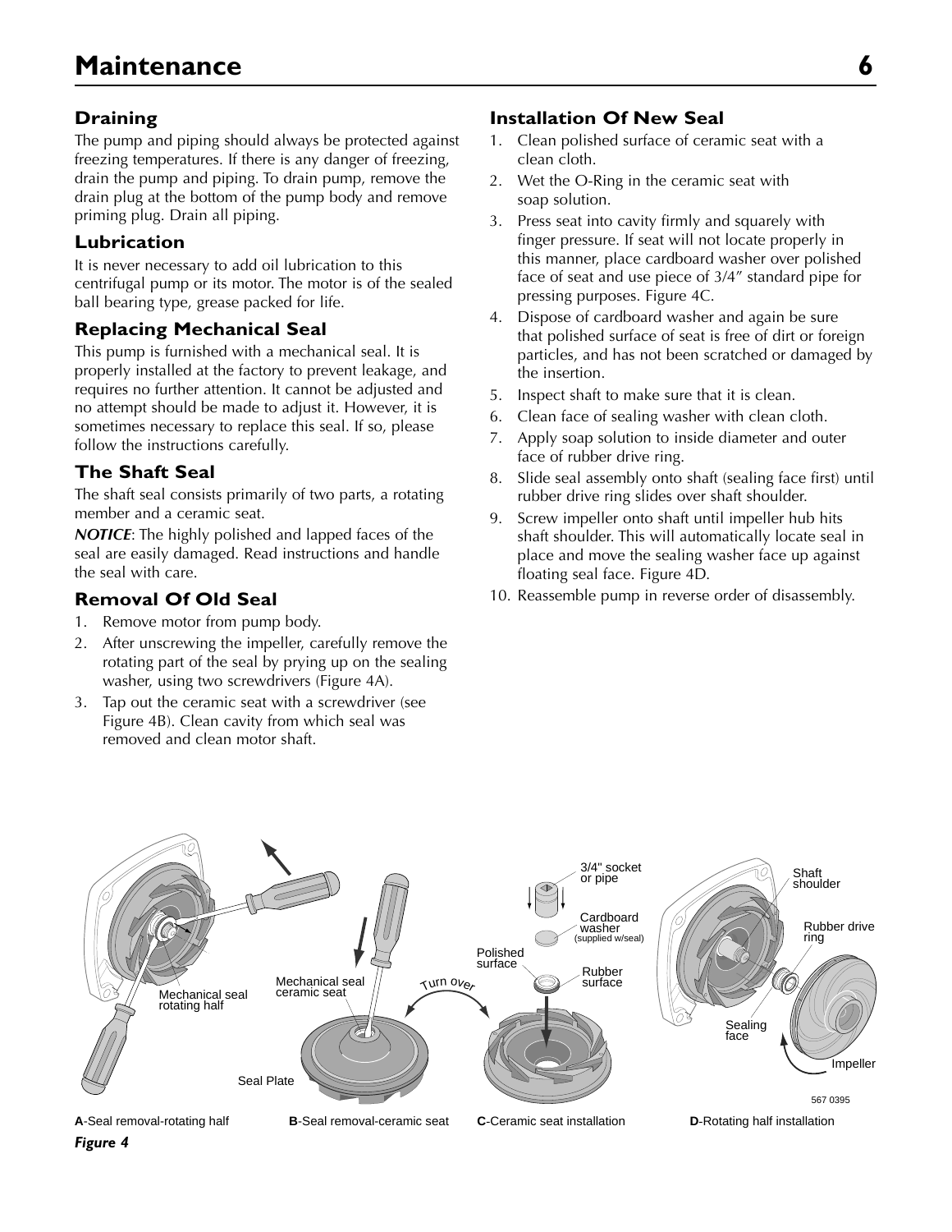# Maintenance

## Draining

The pump and piping should always be protected against freezing temperatures. If there is any danger of freezing, drain the pump and piping. To drain pump, remove the drain plug at the bottom of the pump body and remove priming plug. Drain all piping.

## Lubrication

It is never necessary to add oil lubrication to this centrifugal pump or its motor. The motor is of the sealed ball bearing type, grease packed for life.

## Replacing Mechanical Seal

This pump is furnished with a mechanical seal. It is properly installed at the factory to prevent leakage, and requires no further attention. It cannot be adjusted and no attempt should be made to adjust it. However, it is sometimes necessary to replace this seal. If so, please follow the instructions carefully.

## The Shaft Seal

The shaft seal consists primarily of two parts, a rotating member and a ceramic seat.

***NOTICE***: The highly polished and lapped faces of the seal are easily damaged. Read instructions and handle the seal with care.

## Removal Of Old Seal

1. Remove motor from pump body.
2. After unscrewing the impeller, carefully remove the rotating part of the seal by prying up on the sealing washer, using two screwdrivers (Figure 4A).
3. Tap out the ceramic seat with a screwdriver (see Figure 4B). Clean cavity from which seal was removed and clean motor shaft.

## Installation Of New Seal

1. Clean polished surface of ceramic seat with a clean cloth.
2. Wet the O-Ring in the ceramic seat with soap solution.
3. Press seat into cavity firmly and squarely with finger pressure. If seat will not locate properly in this manner, place cardboard washer over polished face of seat and use piece of 3/4″ standard pipe for pressing purposes. Figure 4C.
4. Dispose of cardboard washer and again be sure that polished surface of seat is free of dirt or foreign particles, and has not been scratched or damaged by the insertion.
5. Inspect shaft to make sure that it is clean.
6. Clean face of sealing washer with clean cloth.
7. Apply soap solution to inside diameter and outer face of rubber drive ring.
8. Slide seal assembly onto shaft (sealing face first) until rubber drive ring slides over shaft shoulder.
9. Screw impeller onto shaft until impeller hub hits shaft shoulder. This will automatically locate seal in place and move the sealing washer face up against floating seal face. Figure 4D.
10. Reassemble pump in reverse order of disassembly.

Mechanical seal rotating half | Mechanical seal ceramic seat | Seal Plate | Turn over | Polished surface | 3/4" socket or pipe | Cardboard washer (supplied w/seal) | Rubber surface | Shaft shoulder | Rubber drive ring | Sealing face | Impeller | 567 0395

**A**-Seal removal-rotating half **B**-Seal removal-ceramic seat **C**-Ceramic seat installation **D**-Rotating half installation

***Figure 4***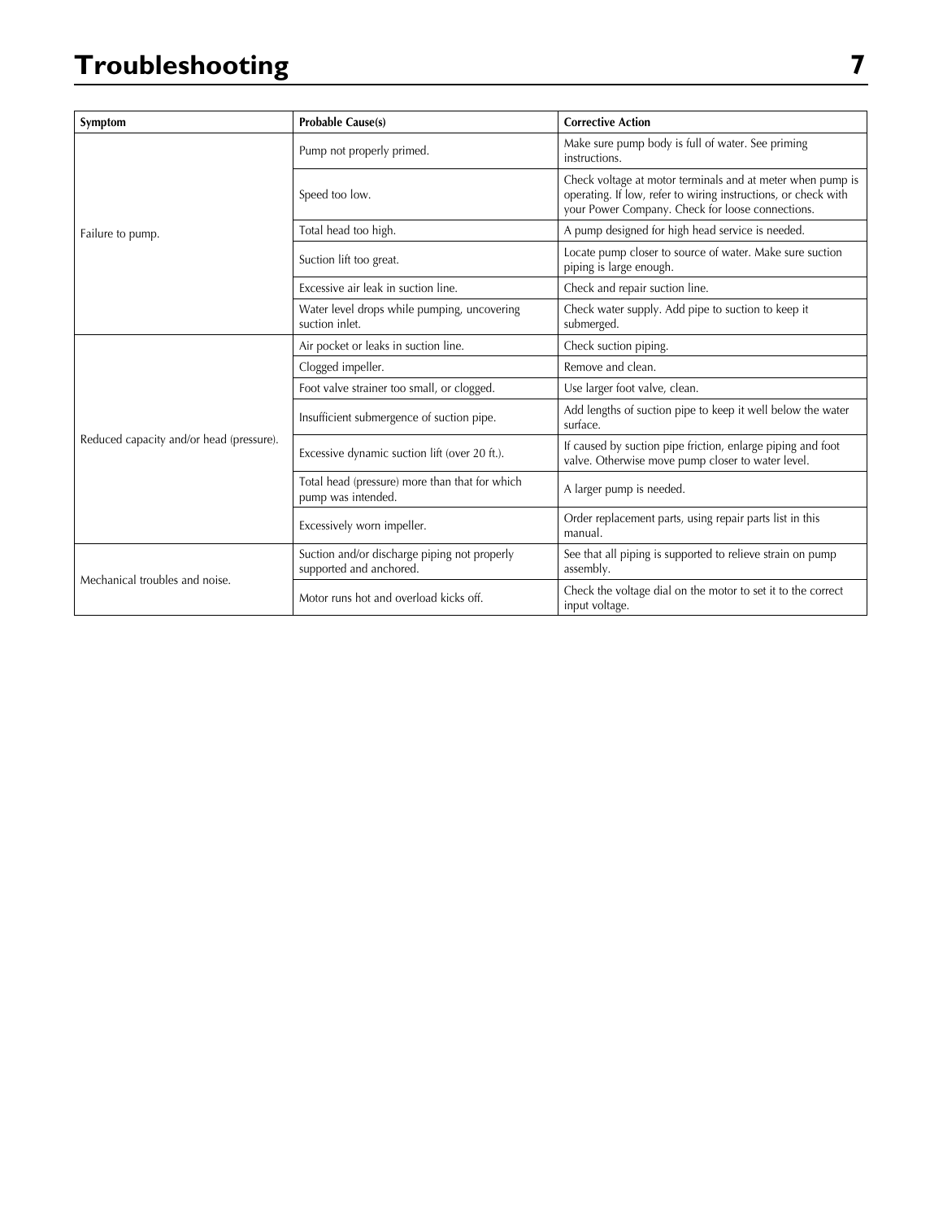# Troubleshooting

| Symptom | Probable Cause(s) | Corrective Action |
|---|---|---|
| Failure to pump. | Pump not properly primed. | Make sure pump body is full of water. See priming instructions. |
| | Speed too low. | Check voltage at motor terminals and at meter when pump is operating. If low, refer to wiring instructions, or check with your Power Company. Check for loose connections. |
| | Total head too high. | A pump designed for high head service is needed. |
| | Suction lift too great. | Locate pump closer to source of water. Make sure suction piping is large enough. |
| | Excessive air leak in suction line. | Check and repair suction line. |
| | Water level drops while pumping, uncovering suction inlet. | Check water supply. Add pipe to suction to keep it submerged. |
| Reduced capacity and/or head (pressure). | Air pocket or leaks in suction line. | Check suction piping. |
| | Clogged impeller. | Remove and clean. |
| | Foot valve strainer too small, or clogged. | Use larger foot valve, clean. |
| | Insufficient submergence of suction pipe. | Add lengths of suction pipe to keep it well below the water surface. |
| | Excessive dynamic suction lift (over 20 ft.). | If caused by suction pipe friction, enlarge piping and foot valve. Otherwise move pump closer to water level. |
| | Total head (pressure) more than that for which pump was intended. | A larger pump is needed. |
| | Excessively worn impeller. | Order replacement parts, using repair parts list in this manual. |
| Mechanical troubles and noise. | Suction and/or discharge piping not properly supported and anchored. | See that all piping is supported to relieve strain on pump assembly. |
| | Motor runs hot and overload kicks off. | Check the voltage dial on the motor to set it to the correct input voltage. |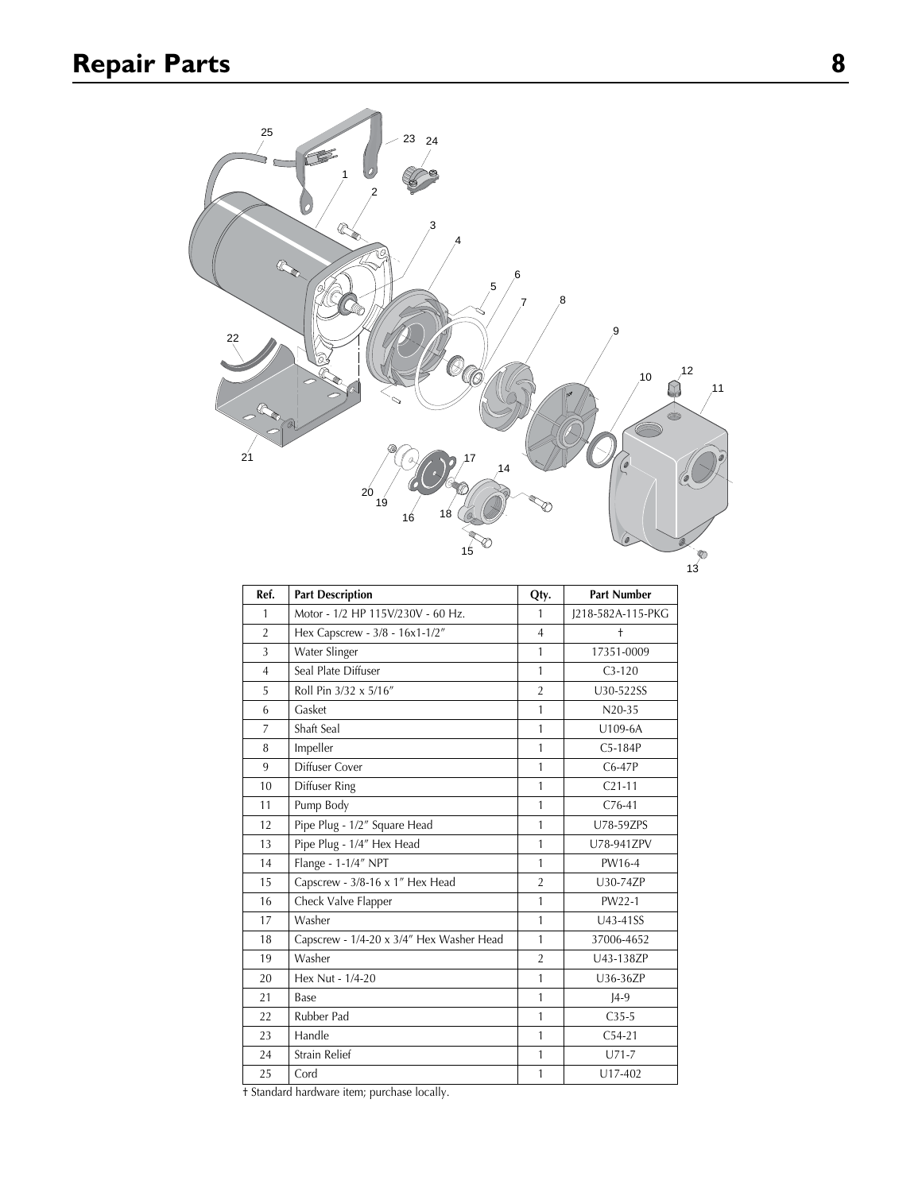# Repair Parts

| Ref. | Part Description | Qty. | Part Number |
|---|---|---|---|
| 1 | Motor - 1/2 HP 115V/230V - 60 Hz. | 1 | J218-582A-115-PKG |
| 2 | Hex Capscrew - 3/8 - 16x1-1/2″ | 4 | † |
| 3 | Water Slinger | 1 | 17351-0009 |
| 4 | Seal Plate Diffuser | 1 | C3-120 |
| 5 | Roll Pin 3/32 x 5/16″ | 2 | U30-522SS |
| 6 | Gasket | 1 | N20-35 |
| 7 | Shaft Seal | 1 | U109-6A |
| 8 | Impeller | 1 | C5-184P |
| 9 | Diffuser Cover | 1 | C6-47P |
| 10 | Diffuser Ring | 1 | C21-11 |
| 11 | Pump Body | 1 | C76-41 |
| 12 | Pipe Plug - 1/2″ Square Head | 1 | U78-59ZPS |
| 13 | Pipe Plug - 1/4″ Hex Head | 1 | U78-941ZPV |
| 14 | Flange - 1-1/4″ NPT | 1 | PW16-4 |
| 15 | Capscrew - 3/8-16 x 1″ Hex Head | 2 | U30-74ZP |
| 16 | Check Valve Flapper | 1 | PW22-1 |
| 17 | Washer | 1 | U43-41SS |
| 18 | Capscrew - 1/4-20 x 3/4″ Hex Washer Head | 1 | 37006-4652 |
| 19 | Washer | 2 | U43-138ZP |
| 20 | Hex Nut - 1/4-20 | 1 | U36-36ZP |
| 21 | Base | 1 | J4-9 |
| 22 | Rubber Pad | 1 | C35-5 |
| 23 | Handle | 1 | C54-21 |
| 24 | Strain Relief | 1 | U71-7 |
| 25 | Cord | 1 | U17-402 |

† Standard hardware item; purchase locally.